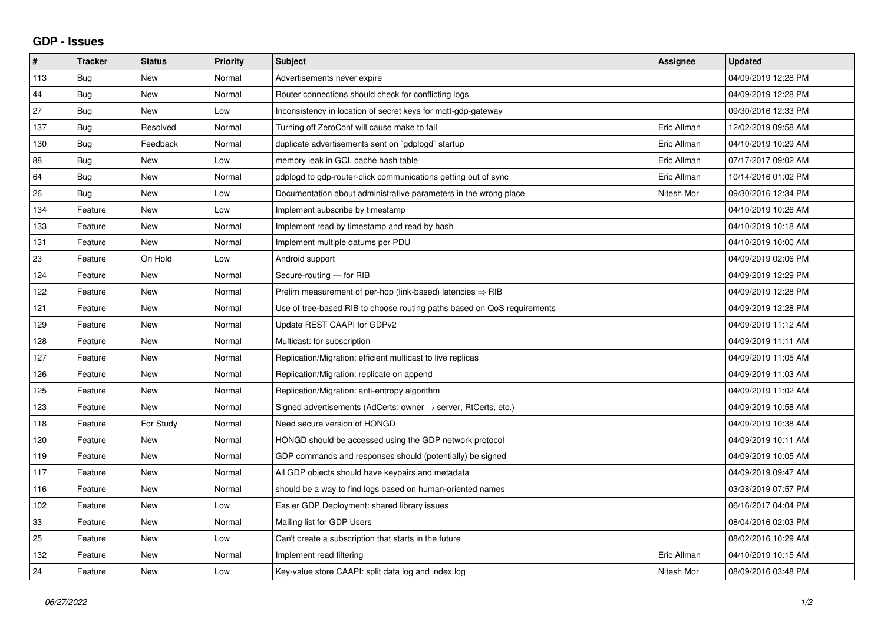## GDP - Issues

| # | Tracker | Status | Priority | Subject | Assignee | Updated |
|---|---|---|---|---|---|---|
| 113 | Bug | New | Normal | Advertisements never expire | | 04/09/2019 12:28 PM |
| 44 | Bug | New | Normal | Router connections should check for conflicting logs | | 04/09/2019 12:28 PM |
| 27 | Bug | New | Low | Inconsistency in location of secret keys for mqtt-gdp-gateway | | 09/30/2016 12:33 PM |
| 137 | Bug | Resolved | Normal | Turning off ZeroConf will cause make to fail | Eric Allman | 12/02/2019 09:58 AM |
| 130 | Bug | Feedback | Normal | duplicate advertisements sent on `gdplogd` startup | Eric Allman | 04/10/2019 10:29 AM |
| 88 | Bug | New | Low | memory leak in GCL cache hash table | Eric Allman | 07/17/2017 09:02 AM |
| 64 | Bug | New | Normal | gdplogd to gdp-router-click communications getting out of sync | Eric Allman | 10/14/2016 01:02 PM |
| 26 | Bug | New | Low | Documentation about administrative parameters in the wrong place | Nitesh Mor | 09/30/2016 12:34 PM |
| 134 | Feature | New | Low | Implement subscribe by timestamp | | 04/10/2019 10:26 AM |
| 133 | Feature | New | Normal | Implement read by timestamp and read by hash | | 04/10/2019 10:18 AM |
| 131 | Feature | New | Normal | Implement multiple datums per PDU | | 04/10/2019 10:00 AM |
| 23 | Feature | On Hold | Low | Android support | | 04/09/2019 02:06 PM |
| 124 | Feature | New | Normal | Secure-routing — for RIB | | 04/09/2019 12:29 PM |
| 122 | Feature | New | Normal | Prelim measurement of per-hop (link-based) latencies ⇒ RIB | | 04/09/2019 12:28 PM |
| 121 | Feature | New | Normal | Use of tree-based RIB to choose routing paths based on QoS requirements | | 04/09/2019 12:28 PM |
| 129 | Feature | New | Normal | Update REST CAAPI for GDPv2 | | 04/09/2019 11:12 AM |
| 128 | Feature | New | Normal | Multicast: for subscription | | 04/09/2019 11:11 AM |
| 127 | Feature | New | Normal | Replication/Migration: efficient multicast to live replicas | | 04/09/2019 11:05 AM |
| 126 | Feature | New | Normal | Replication/Migration: replicate on append | | 04/09/2019 11:03 AM |
| 125 | Feature | New | Normal | Replication/Migration: anti-entropy algorithm | | 04/09/2019 11:02 AM |
| 123 | Feature | New | Normal | Signed advertisements (AdCerts: owner → server, RtCerts, etc.) | | 04/09/2019 10:58 AM |
| 118 | Feature | For Study | Normal | Need secure version of HONGD | | 04/09/2019 10:38 AM |
| 120 | Feature | New | Normal | HONGD should be accessed using the GDP network protocol | | 04/09/2019 10:11 AM |
| 119 | Feature | New | Normal | GDP commands and responses should (potentially) be signed | | 04/09/2019 10:05 AM |
| 117 | Feature | New | Normal | All GDP objects should have keypairs and metadata | | 04/09/2019 09:47 AM |
| 116 | Feature | New | Normal | should be a way to find logs based on human-oriented names | | 03/28/2019 07:57 PM |
| 102 | Feature | New | Low | Easier GDP Deployment: shared library issues | | 06/16/2017 04:04 PM |
| 33 | Feature | New | Normal | Mailing list for GDP Users | | 08/04/2016 02:03 PM |
| 25 | Feature | New | Low | Can't create a subscription that starts in the future | | 08/02/2016 10:29 AM |
| 132 | Feature | New | Normal | Implement read filtering | Eric Allman | 04/10/2019 10:15 AM |
| 24 | Feature | New | Low | Key-value store CAAPI: split data log and index log | Nitesh Mor | 08/09/2016 03:48 PM |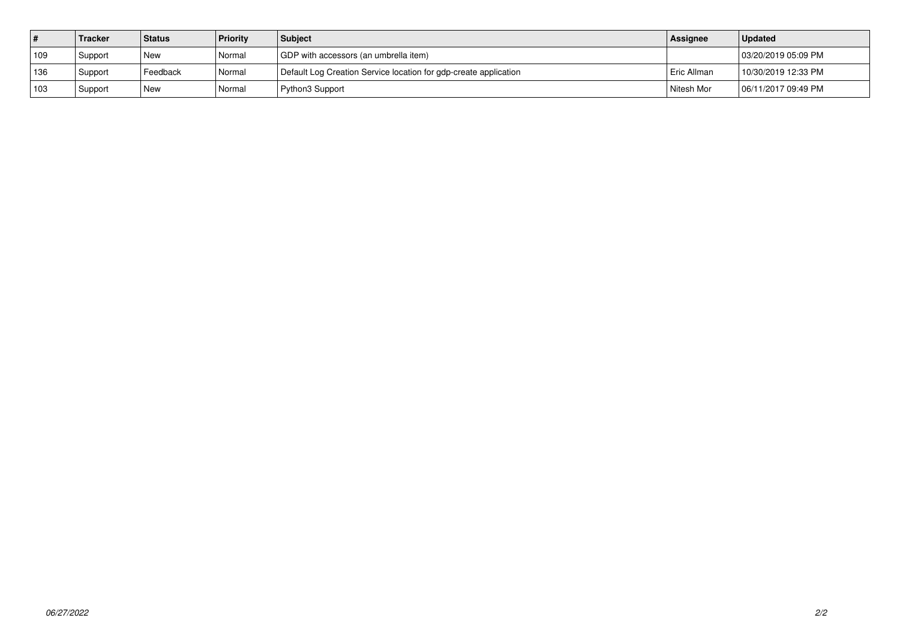| # | Tracker | Status | Priority | Subject | Assignee | Updated |
|---|---|---|---|---|---|---|
| 109 | Support | New | Normal | GDP with accessors (an umbrella item) | | 03/20/2019 05:09 PM |
| 136 | Support | Feedback | Normal | Default Log Creation Service location for gdp-create application | Eric Allman | 10/30/2019 12:33 PM |
| 103 | Support | New | Normal | Python3 Support | Nitesh Mor | 06/11/2017 09:49 PM |